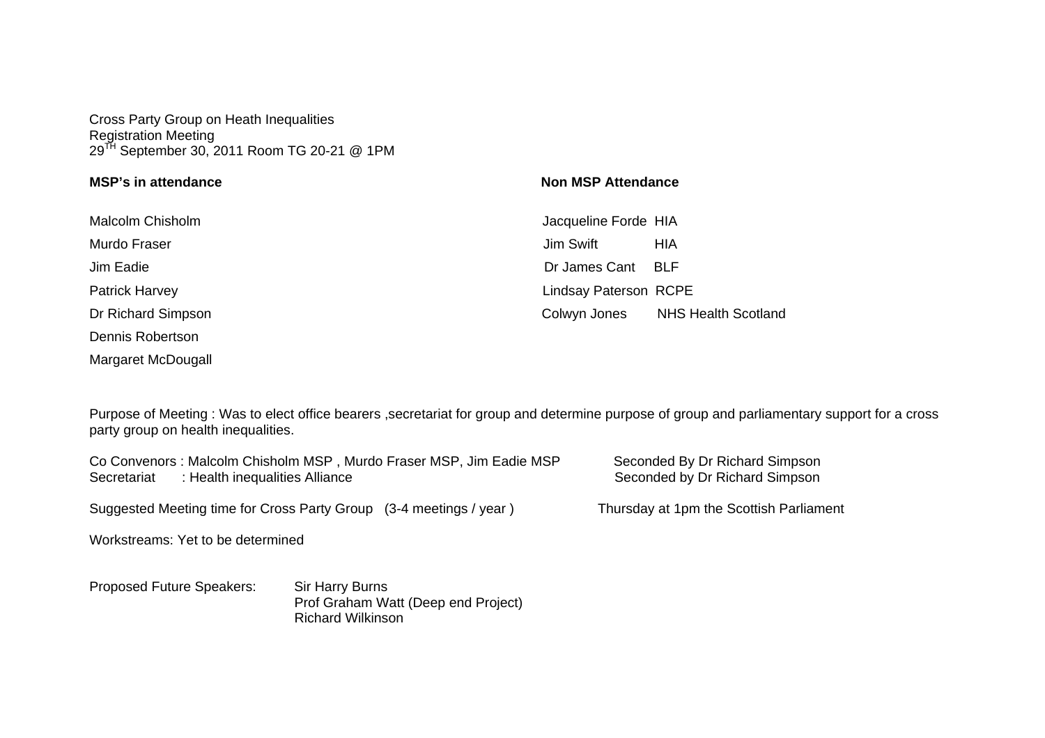Cross Party Group on Heath Inequalities
Registration Meeting
29TH September 30, 2011 Room TG 20-21 @ 1PM

| **MSP's in attendance** | **Non MSP Attendance** | |
|---|---|---|
| Malcolm Chisholm | Jacqueline Forde | HIA |
| Murdo Fraser | Jim Swift | HIA |
| Jim Eadie | Dr James Cant | BLF |
| Patrick Harvey | Lindsay Paterson | RCPE |
| Dr Richard Simpson | Colwyn Jones | NHS Health Scotland |
| Dennis Robertson | | |
| Margaret McDougall | | |

Purpose of Meeting : Was to elect office bearers ,secretariat for group and determine purpose of group and parliamentary support for a cross party group on health inequalities.

Co Convenors : Malcolm Chisholm MSP , Murdo Fraser MSP, Jim Eadie MSP — Seconded By Dr Richard Simpson
Secretariat : Health inequalities Alliance — Seconded by Dr Richard Simpson

Suggested Meeting time for Cross Party Group (3-4 meetings / year ) — Thursday at 1pm the Scottish Parliament

Workstreams: Yet to be determined

Proposed Future Speakers:
- Sir Harry Burns
- Prof Graham Watt (Deep end Project)
- Richard Wilkinson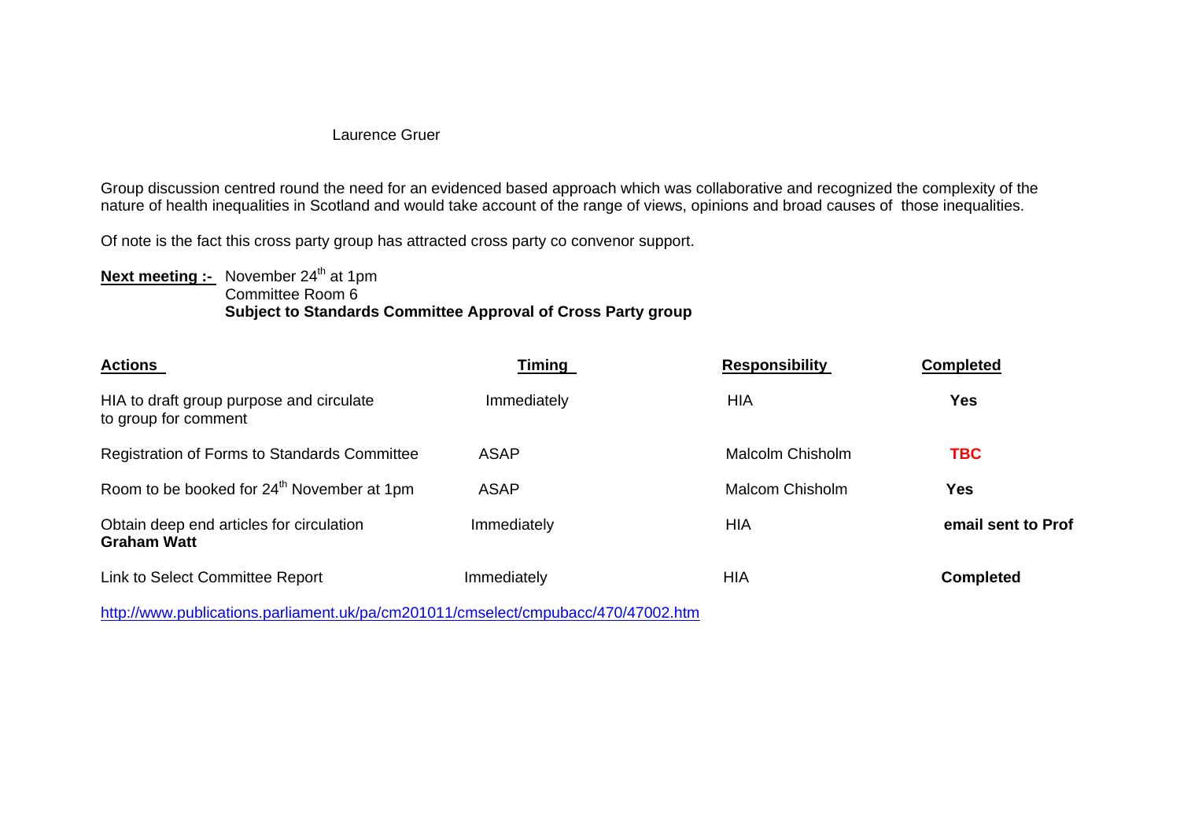Laurence Gruer

Group discussion centred round the need for an evidenced based approach which was collaborative and recognized the complexity of the nature of health inequalities in Scotland and would take account of the range of views, opinions and broad causes of those inequalities.

Of note is the fact this cross party group has attracted cross party co convenor support.

**Next meeting :-** November 24th at 1pm
Committee Room 6
**Subject to Standards Committee Approval of Cross Party group**

| **Actions** | **Timing** | **Responsibility** | **Completed** |
|---|---|---|---|
| HIA to draft group purpose and circulate to group for comment | Immediately | HIA | **Yes** |
| Registration of Forms to Standards Committee | ASAP | Malcolm Chisholm | **TBC** |
| Room to be booked for 24th November at 1pm | ASAP | Malcom Chisholm | **Yes** |
| Obtain deep end articles for circulation **Graham Watt** | Immediately | HIA | **email sent to Prof** |
| Link to Select Committee Report | Immediately | HIA | **Completed** |

http://www.publications.parliament.uk/pa/cm201011/cmselect/cmpubacc/470/47002.htm